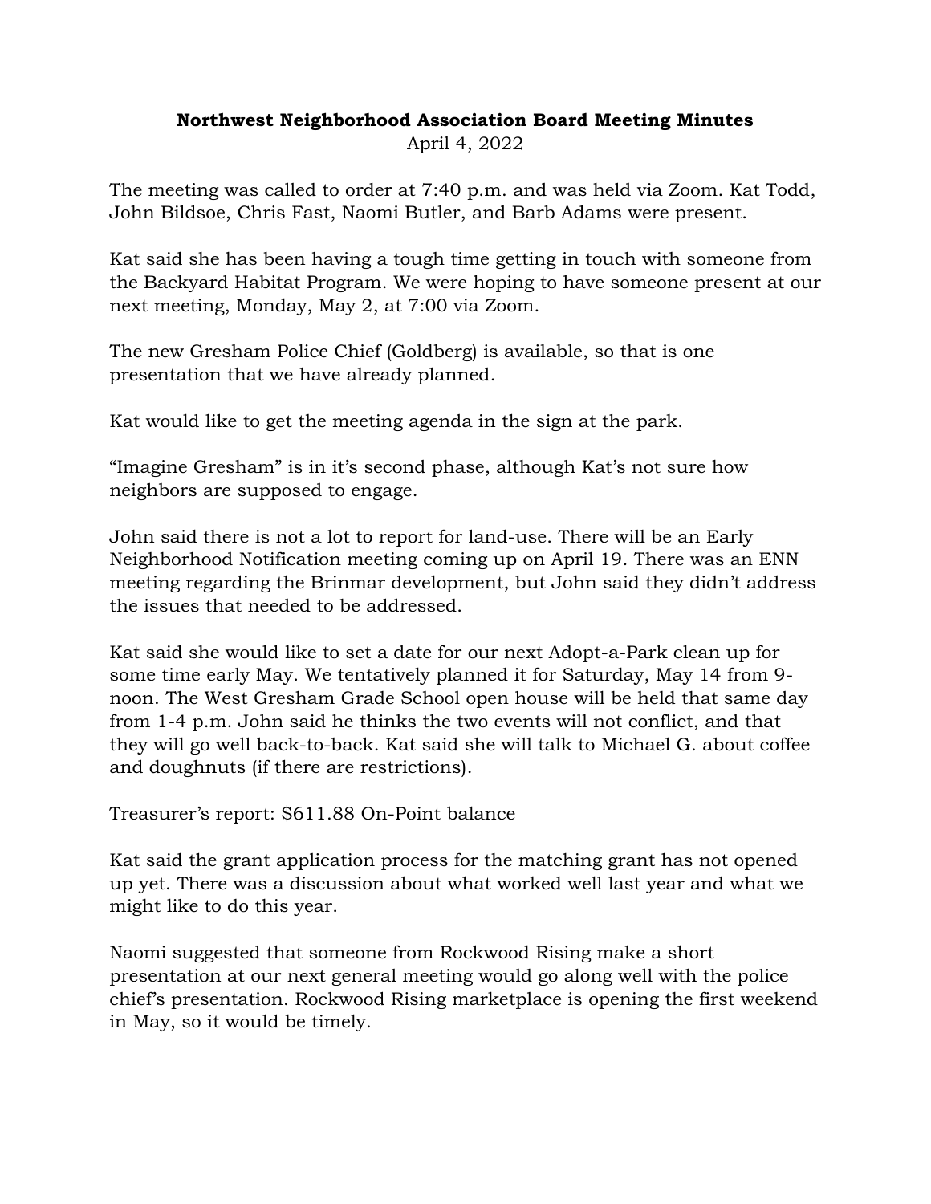**Northwest Neighborhood Association Board Meeting Minutes**

April 4, 2022

The meeting was called to order at 7:40 p.m. and was held via Zoom. Kat Todd, John Bildsoe, Chris Fast, Naomi Butler, and Barb Adams were present.

Kat said she has been having a tough time getting in touch with someone from the Backyard Habitat Program. We were hoping to have someone present at our next meeting, Monday, May 2, at 7:00 via Zoom.

The new Gresham Police Chief (Goldberg) is available, so that is one presentation that we have already planned.

Kat would like to get the meeting agenda in the sign at the park.

"Imagine Gresham" is in it's second phase, although Kat's not sure how neighbors are supposed to engage.

John said there is not a lot to report for land-use. There will be an Early Neighborhood Notification meeting coming up on April 19. There was an ENN meeting regarding the Brinmar development, but John said they didn't address the issues that needed to be addressed.

Kat said she would like to set a date for our next Adopt-a-Park clean up for some time early May. We tentatively planned it for Saturday, May 14 from 9-noon. The West Gresham Grade School open house will be held that same day from 1-4 p.m. John said he thinks the two events will not conflict, and that they will go well back-to-back. Kat said she will talk to Michael G. about coffee and doughnuts (if there are restrictions).

Treasurer's report: $611.88 On-Point balance

Kat said the grant application process for the matching grant has not opened up yet. There was a discussion about what worked well last year and what we might like to do this year.

Naomi suggested that someone from Rockwood Rising make a short presentation at our next general meeting would go along well with the police chief's presentation. Rockwood Rising marketplace is opening the first weekend in May, so it would be timely.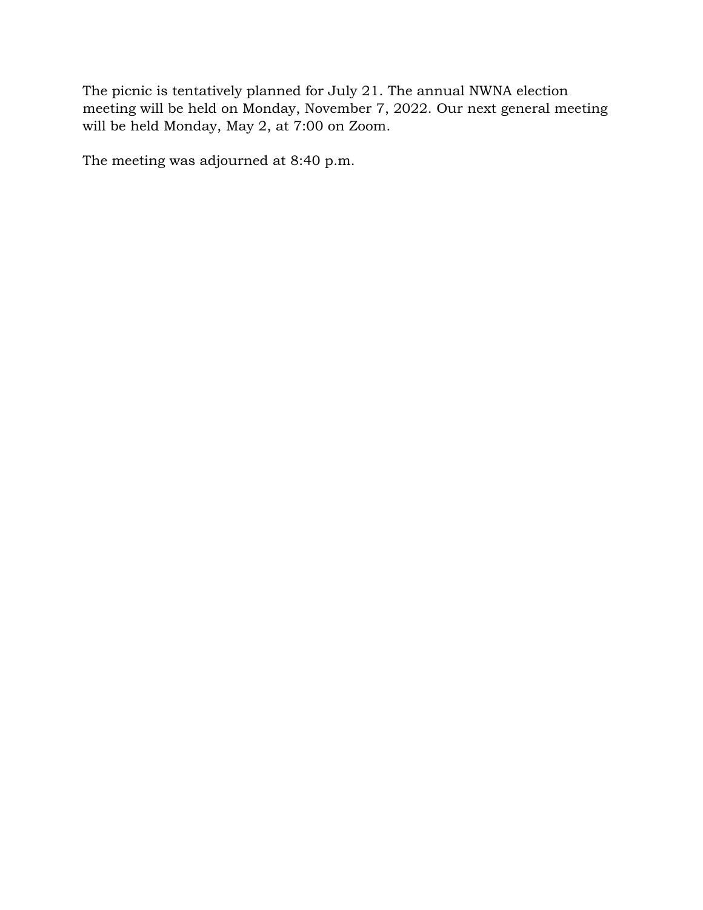The picnic is tentatively planned for July 21. The annual NWNA election meeting will be held on Monday, November 7, 2022. Our next general meeting will be held Monday, May 2, at 7:00 on Zoom.

The meeting was adjourned at 8:40 p.m.